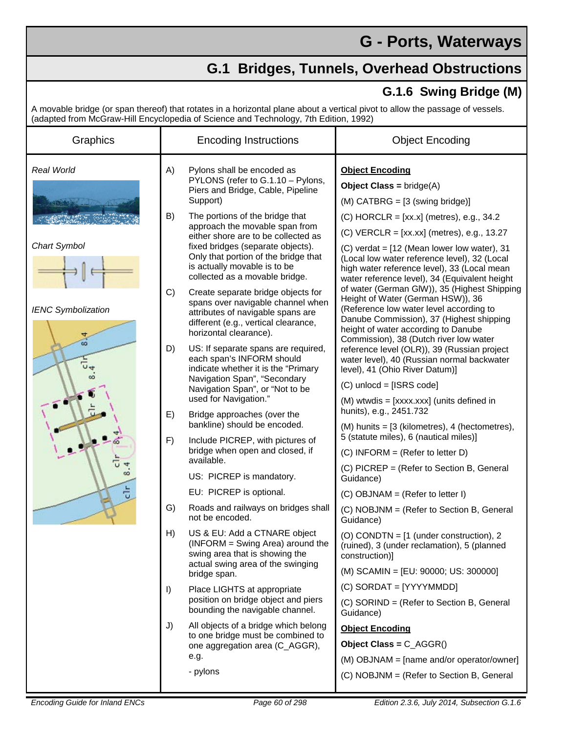# G - Ports, Waterways

## G.1 Bridges, Tunnels, Overhead Obstructions

### G.1.6 Swing Bridge (M)

A movable bridge (or span thereof) that rotates in a horizontal plane about a vertical pivot to allow the passage of vessels. (adapted from McGraw-Hill Encyclopedia of Science and Technology, 7th Edition, 1992)

| Graphics | Encoding Instructions | Object Encoding |
|---|---|---|
| *Real World*<br><br>*Chart Symbol*<br><br>*IENC Symbolization* | A) Pylons shall be encoded as PYLONS (refer to G.1.10 – Pylons, Piers and Bridge, Cable, Pipeline Support)<br><br>B) The portions of the bridge that approach the movable span from either shore are to be collected as fixed bridges (separate objects). Only that portion of the bridge that is actually movable is to be collected as a movable bridge.<br><br>C) Create separate bridge objects for spans over navigable channel when attributes of navigable spans are different (e.g., vertical clearance, horizontal clearance).<br><br>D) US: If separate spans are required, each span's INFORM should indicate whether it is the "Primary Navigation Span", "Secondary Navigation Span", or "Not to be used for Navigation."<br><br>E) Bridge approaches (over the bankline) should be encoded.<br><br>F) Include PICREP, with pictures of bridge when open and closed, if available.<br>US: PICREP is mandatory.<br>EU: PICREP is optional.<br><br>G) Roads and railways on bridges shall not be encoded.<br><br>H) US & EU: Add a CTNARE object (INFORM = Swing Area) around the swing area that is showing the actual swing area of the swinging bridge span.<br><br>I) Place LIGHTS at appropriate position on bridge object and piers bounding the navigable channel.<br><br>J) All objects of a bridge which belong to one bridge must be combined to one aggregation area (C_AGGR), e.g.<br>- pylons | **<u>Object Encoding</u>**<br><br>**Object Class =** bridge(A)<br><br>(M) CATBRG = [3 (swing bridge)]<br><br>(C) HORCLR = [xx.x] (metres), e.g., 34.2<br><br>(C) VERCLR = [xx.xx] (metres), e.g., 13.27<br><br>(C) verdat = [12 (Mean lower low water), 31 (Local low water reference level), 32 (Local high water reference level), 33 (Local mean water reference level), 34 (Equivalent height of water (German GlW)), 35 (Highest Shipping Height of Water (German HSW)), 36 (Reference low water level according to Danube Commission), 37 (Highest shipping height of water according to Danube Commission), 38 (Dutch river low water reference level (OLR)), 39 (Russian project water level), 40 (Russian normal backwater level), 41 (Ohio River Datum)]<br><br>(C) unlocd = [ISRS code]<br><br>(M) wtwdis = [xxxx.xxx] (units defined in hunits), e.g., 2451.732<br><br>(M) hunits = [3 (kilometres), 4 (hectometres), 5 (statute miles), 6 (nautical miles)]<br><br>(C) INFORM = (Refer to letter D)<br><br>(C) PICREP = (Refer to Section B, General Guidance)<br><br>(C) OBJNAM = (Refer to letter I)<br><br>(C) NOBJNM = (Refer to Section B, General Guidance)<br><br>(O) CONDTN = [1 (under construction), 2 (ruined), 3 (under reclamation), 5 (planned construction)]<br><br>(M) SCAMIN = [EU: 90000; US: 300000]<br><br>(C) SORDAT = [YYYYMMDD]<br><br>(C) SORIND = (Refer to Section B, General Guidance)<br><br>**<u>Object Encoding</u>**<br><br>**Object Class =** C_AGGR()<br><br>(M) OBJNAM = [name and/or operator/owner]<br><br>(C) NOBJNM = (Refer to Section B, General |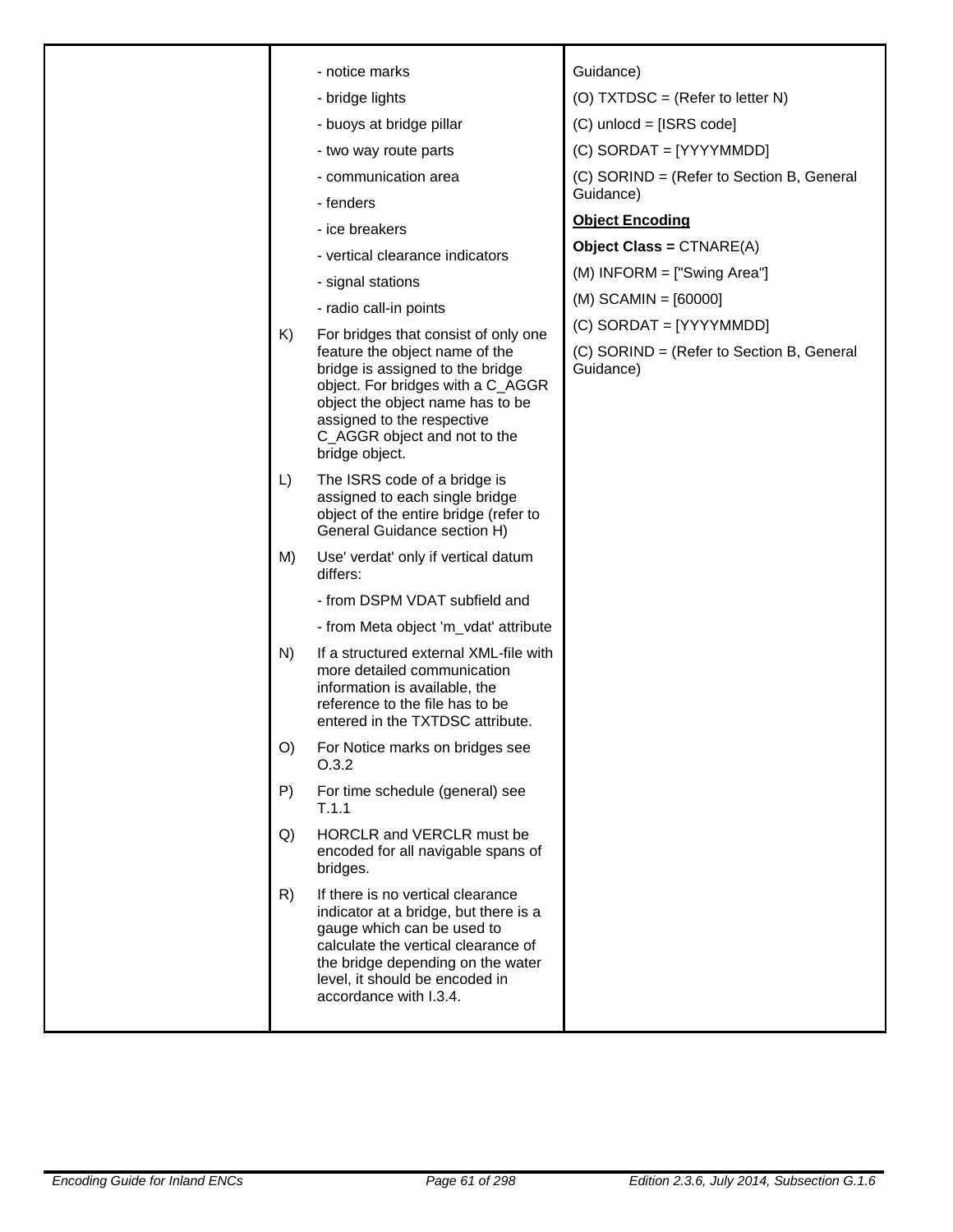| | | |
|---|---|---|
| | - notice marks<br>- bridge lights<br>- buoys at bridge pillar<br>- two way route parts<br>- communication area<br>- fenders<br>- ice breakers<br>- vertical clearance indicators<br>- signal stations<br>- radio call-in points<br>K) For bridges that consist of only one feature the object name of the bridge is assigned to the bridge object. For bridges with a C_AGGR object the object name has to be assigned to the respective C_AGGR object and not to the bridge object.<br>L) The ISRS code of a bridge is assigned to each single bridge object of the entire bridge (refer to General Guidance section H)<br>M) Use' verdat' only if vertical datum differs:<br>- from DSPM VDAT subfield and<br>- from Meta object 'm_vdat' attribute<br>N) If a structured external XML-file with more detailed communication information is available, the reference to the file has to be entered in the TXTDSC attribute.<br>O) For Notice marks on bridges see O.3.2<br>P) For time schedule (general) see T.1.1<br>Q) HORCLR and VERCLR must be encoded for all navigable spans of bridges.<br>R) If there is no vertical clearance indicator at a bridge, but there is a gauge which can be used to calculate the vertical clearance of the bridge depending on the water level, it should be encoded in accordance with I.3.4. | Guidance)<br>(O) TXTDSC = (Refer to letter N)<br>(C) unlocd = [ISRS code]<br>(C) SORDAT = [YYYYMMDD]<br>(C) SORIND = (Refer to Section B, General Guidance)<br>**Object Encoding**<br>**Object Class =** CTNARE(A)<br>(M) INFORM = ["Swing Area"]<br>(M) SCAMIN = [60000]<br>(C) SORDAT = [YYYYMMDD]<br>(C) SORIND = (Refer to Section B, General Guidance) |